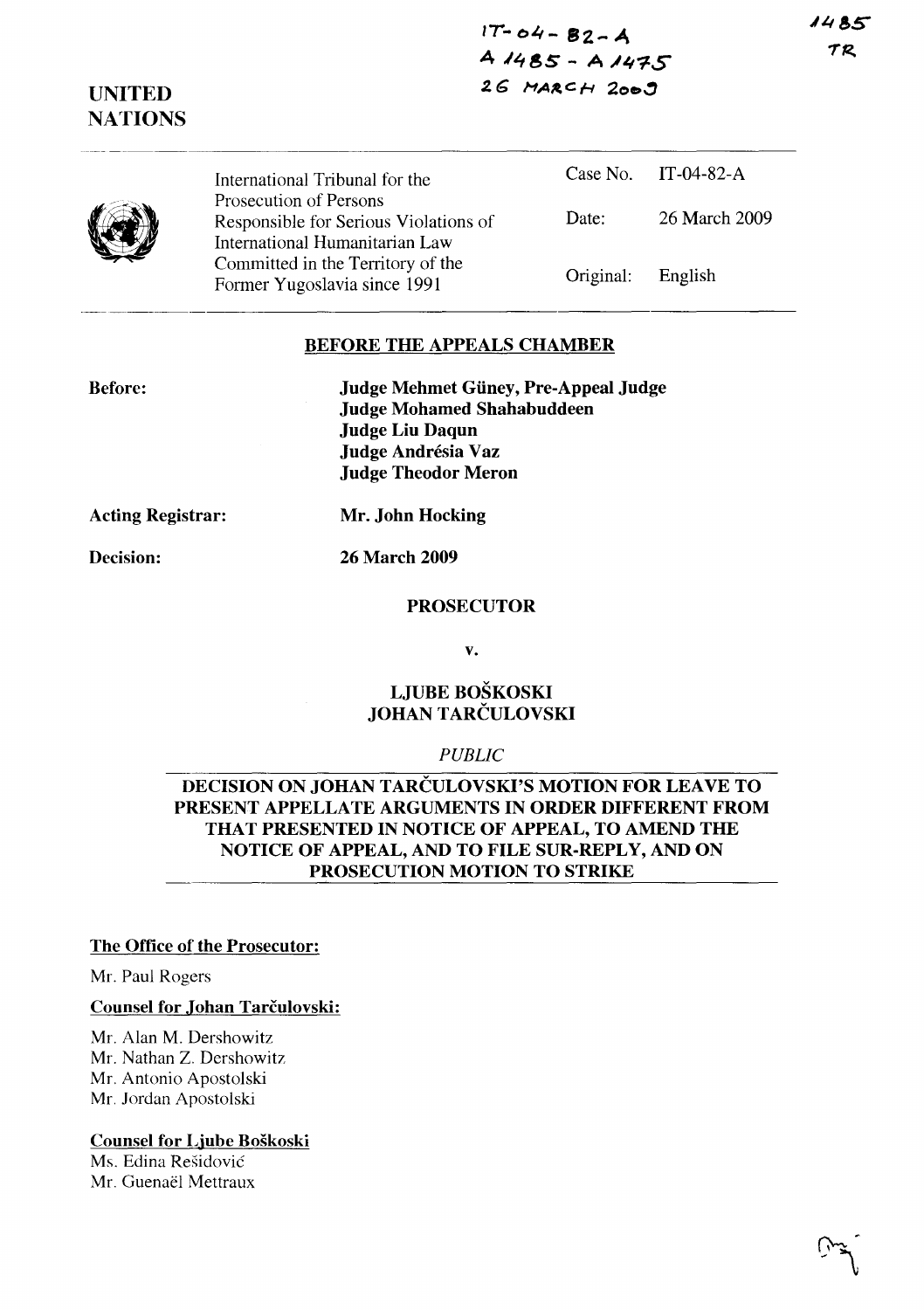IT-04-82-A
A 1485 - A 1475
26 MARCH 2009

1485
TR

**UNITED NATIONS**

| International Tribunal for the Prosecution of Persons Responsible for Serious Violations of International Humanitarian Law Committed in the Territory of the Former Yugoslavia since 1991 | Case No. | IT-04-82-A |
|---|---|---|
| | Date: | 26 March 2009 |
| | Original: | English |

**BEFORE THE APPEALS CHAMBER**

**Before:**

**Judge Mehmet Güney, Pre-Appeal Judge**
**Judge Mohamed Shahabuddeen**
**Judge Liu Daqun**
**Judge Andrésia Vaz**
**Judge Theodor Meron**

**Acting Registrar:** **Mr. John Hocking**

**Decision:** **26 March 2009**

**PROSECUTOR**

**v.**

**LJUBE BOŠKOSKI**
**JOHAN TARČULOVSKI**

*PUBLIC*

**DECISION ON JOHAN TARČULOVSKI'S MOTION FOR LEAVE TO PRESENT APPELLATE ARGUMENTS IN ORDER DIFFERENT FROM THAT PRESENTED IN NOTICE OF APPEAL, TO AMEND THE NOTICE OF APPEAL, AND TO FILE SUR-REPLY, AND ON PROSECUTION MOTION TO STRIKE**

**The Office of the Prosecutor:**

Mr. Paul Rogers

**Counsel for Johan Tarčulovski:**

Mr. Alan M. Dershowitz
Mr. Nathan Z. Dershowitz
Mr. Antonio Apostolski
Mr. Jordan Apostolski

**Counsel for Ljube Boškoski**

Ms. Edina Rešidović
Mr. Guenaël Mettraux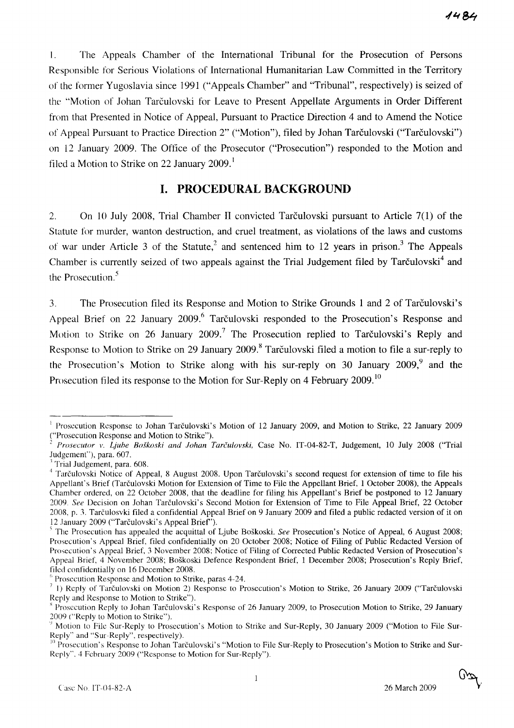1. The Appeals Chamber of the International Tribunal for the Prosecution of Persons Responsible for Serious Violations of International Humanitarian Law Committed in the Territory of the former Yugoslavia since 1991 ("Appeals Chamber" and "Tribunal", respectively) is seized of the "Motion of Johan Tarčulovski for Leave to Present Appellate Arguments in Order Different from that Presented in Notice of Appeal, Pursuant to Practice Direction 4 and to Amend the Notice of Appeal Pursuant to Practice Direction 2" ("Motion"), filed by Johan Tarčulovski ("Tarčulovski") on 12 January 2009. The Office of the Prosecutor ("Prosecution") responded to the Motion and filed a Motion to Strike on 22 January 2009.[1]

## I. PROCEDURAL BACKGROUND

2. On 10 July 2008, Trial Chamber II convicted Tarčulovski pursuant to Article 7(1) of the Statute for murder, wanton destruction, and cruel treatment, as violations of the laws and customs of war under Article 3 of the Statute,[2] and sentenced him to 12 years in prison.[3] The Appeals Chamber is currently seized of two appeals against the Trial Judgement filed by Tarčulovski[4] and the Prosecution.[5]

3. The Prosecution filed its Response and Motion to Strike Grounds 1 and 2 of Tarčulovski's Appeal Brief on 22 January 2009.[6] Tarčulovski responded to the Prosecution's Response and Motion to Strike on 26 January 2009.[7] The Prosecution replied to Tarčulovski's Reply and Response to Motion to Strike on 29 January 2009.[8] Tarčulovski filed a motion to file a sur-reply to the Prosecution's Motion to Strike along with his sur-reply on 30 January 2009,[9] and the Prosecution filed its response to the Motion for Sur-Reply on 4 February 2009.[10]

---

[1] Prosecution Response to Johan Tarčulovski's Motion of 12 January 2009, and Motion to Strike, 22 January 2009 ("Prosecution Response and Motion to Strike").

[2] *Prosecutor v. Ljube Boškoski and Johan Tarčulovski*, Case No. IT-04-82-T, Judgement, 10 July 2008 ("Trial Judgement"), para. 607.

[3] Trial Judgement, para. 608.

[4] Tarčulovski Notice of Appeal, 8 August 2008. Upon Tarčulovski's second request for extension of time to file his Appellant's Brief (Tarčulovski Motion for Extension of Time to File the Appellant Brief, 1 October 2008), the Appeals Chamber ordered, on 22 October 2008, that the deadline for filing his Appellant's Brief be postponed to 12 January 2009. *See* Decision on Johan Tarčulovski's Second Motion for Extension of Time to File Appeal Brief, 22 October 2008, p. 3. Tarčulosvki filed a confidential Appeal Brief on 9 January 2009 and filed a public redacted version of it on 12 January 2009 ("Tarčulovski's Appeal Brief").

[5] The Prosecution has appealed the acquittal of Ljube Boškoski. *See* Prosecution's Notice of Appeal, 6 August 2008; Prosecution's Appeal Brief, filed confidentially on 20 October 2008; Notice of Filing of Public Redacted Version of Prosecution's Appeal Brief, 3 November 2008; Notice of Filing of Corrected Public Redacted Version of Prosecution's Appeal Brief, 4 November 2008; Boškoski Defence Respondent Brief, 1 December 2008; Prosecution's Reply Brief, filed confidentially on 16 December 2008.

[6] Prosecution Response and Motion to Strike, paras 4-24.

[7] 1) Reply of Tarčulovski on Motion 2) Response to Prosecution's Motion to Strike, 26 January 2009 ("Tarčulovski Reply and Response to Motion to Strike").

[8] Prosecution Reply to Johan Tarčulovski's Response of 26 January 2009, to Prosecution Motion to Strike, 29 January 2009 ("Reply to Motion to Strike").

[9] Motion to File Sur-Reply to Prosecution's Motion to Strike and Sur-Reply, 30 January 2009 ("Motion to File Sur-Reply" and "Sur-Reply", respectively).

[10] Prosecution's Response to Johan Tarčulovski's "Motion to File Sur-Reply to Prosecution's Motion to Strike and Sur-Reply", 4 February 2009 ("Response to Motion for Sur-Reply").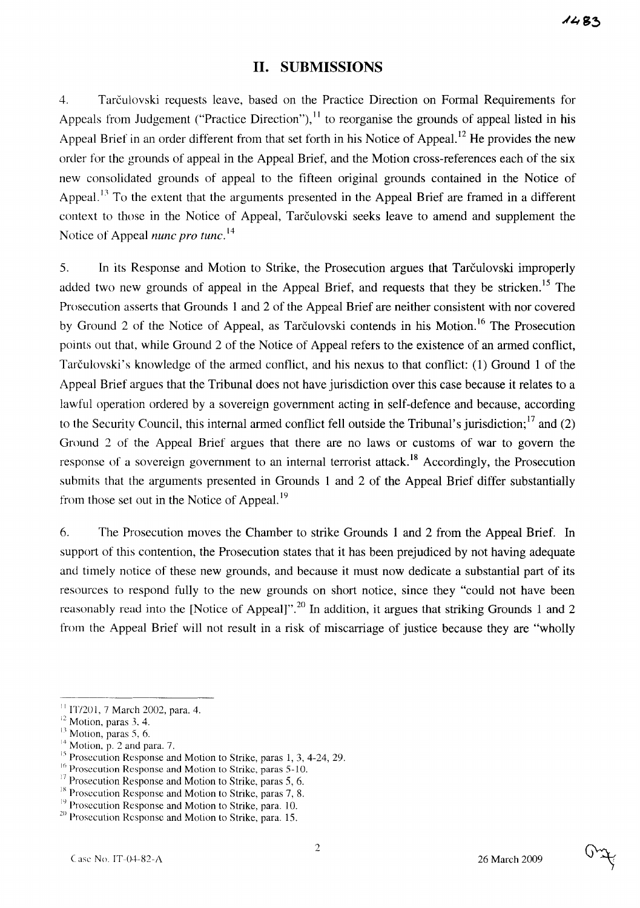## II. SUBMISSIONS

4. Tarčulovski requests leave, based on the Practice Direction on Formal Requirements for Appeals from Judgement ("Practice Direction"),[11] to reorganise the grounds of appeal listed in his Appeal Brief in an order different from that set forth in his Notice of Appeal.[12] He provides the new order for the grounds of appeal in the Appeal Brief, and the Motion cross-references each of the six new consolidated grounds of appeal to the fifteen original grounds contained in the Notice of Appeal.[13] To the extent that the arguments presented in the Appeal Brief are framed in a different context to those in the Notice of Appeal, Tarčulovski seeks leave to amend and supplement the Notice of Appeal *nunc pro tunc*.[14]

5. In its Response and Motion to Strike, the Prosecution argues that Tarčulovski improperly added two new grounds of appeal in the Appeal Brief, and requests that they be stricken.[15] The Prosecution asserts that Grounds 1 and 2 of the Appeal Brief are neither consistent with nor covered by Ground 2 of the Notice of Appeal, as Tarčulovski contends in his Motion.[16] The Prosecution points out that, while Ground 2 of the Notice of Appeal refers to the existence of an armed conflict, Tarčulovski's knowledge of the armed conflict, and his nexus to that conflict: (1) Ground 1 of the Appeal Brief argues that the Tribunal does not have jurisdiction over this case because it relates to a lawful operation ordered by a sovereign government acting in self-defence and because, according to the Security Council, this internal armed conflict fell outside the Tribunal's jurisdiction;[17] and (2) Ground 2 of the Appeal Brief argues that there are no laws or customs of war to govern the response of a sovereign government to an internal terrorist attack.[18] Accordingly, the Prosecution submits that the arguments presented in Grounds 1 and 2 of the Appeal Brief differ substantially from those set out in the Notice of Appeal.[19]

6. The Prosecution moves the Chamber to strike Grounds 1 and 2 from the Appeal Brief. In support of this contention, the Prosecution states that it has been prejudiced by not having adequate and timely notice of these new grounds, and because it must now dedicate a substantial part of its resources to respond fully to the new grounds on short notice, since they "could not have been reasonably read into the [Notice of Appeal]".[20] In addition, it argues that striking Grounds 1 and 2 from the Appeal Brief will not result in a risk of miscarriage of justice because they are "wholly

---

[11] IT/201, 7 March 2002, para. 4.
[12] Motion, paras 3, 4.
[13] Motion, paras 5, 6.
[14] Motion, p. 2 and para. 7.
[15] Prosecution Response and Motion to Strike, paras 1, 3, 4-24, 29.
[16] Prosecution Response and Motion to Strike, paras 5-10.
[17] Prosecution Response and Motion to Strike, paras 5, 6.
[18] Prosecution Response and Motion to Strike, paras 7, 8.
[19] Prosecution Response and Motion to Strike, para. 10.
[20] Prosecution Response and Motion to Strike, para. 15.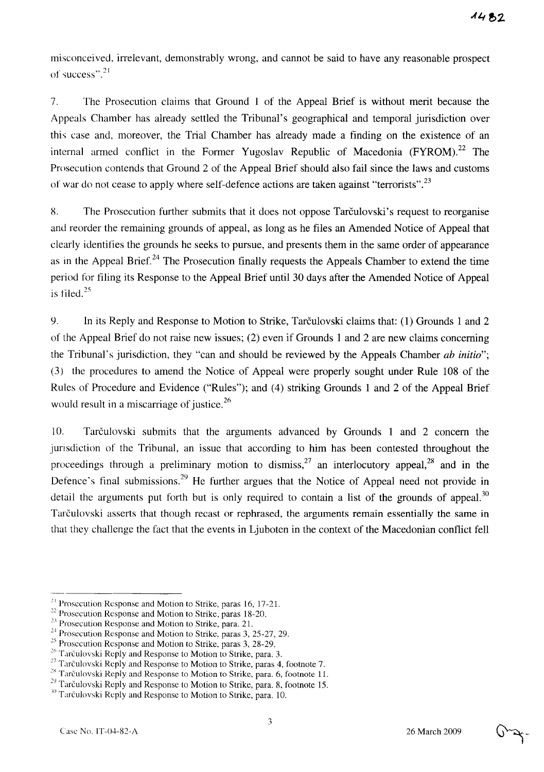misconceived, irrelevant, demonstrably wrong, and cannot be said to have any reasonable prospect of success".[21]

7. The Prosecution claims that Ground 1 of the Appeal Brief is without merit because the Appeals Chamber has already settled the Tribunal's geographical and temporal jurisdiction over this case and, moreover, the Trial Chamber has already made a finding on the existence of an internal armed conflict in the Former Yugoslav Republic of Macedonia (FYROM).[22] The Prosecution contends that Ground 2 of the Appeal Brief should also fail since the laws and customs of war do not cease to apply where self-defence actions are taken against "terrorists".[23]

8. The Prosecution further submits that it does not oppose Tarčulovski's request to reorganise and reorder the remaining grounds of appeal, as long as he files an Amended Notice of Appeal that clearly identifies the grounds he seeks to pursue, and presents them in the same order of appearance as in the Appeal Brief.[24] The Prosecution finally requests the Appeals Chamber to extend the time period for filing its Response to the Appeal Brief until 30 days after the Amended Notice of Appeal is filed.[25]

9. In its Reply and Response to Motion to Strike, Tarčulovski claims that: (1) Grounds 1 and 2 of the Appeal Brief do not raise new issues; (2) even if Grounds 1 and 2 are new claims concerning the Tribunal's jurisdiction, they "can and should be reviewed by the Appeals Chamber *ab initio*"; (3) the procedures to amend the Notice of Appeal were properly sought under Rule 108 of the Rules of Procedure and Evidence ("Rules"); and (4) striking Grounds 1 and 2 of the Appeal Brief would result in a miscarriage of justice.[26]

10. Tarčulovski submits that the arguments advanced by Grounds 1 and 2 concern the jurisdiction of the Tribunal, an issue that according to him has been contested throughout the proceedings through a preliminary motion to dismiss,[27] an interlocutory appeal,[28] and in the Defence's final submissions.[29] He further argues that the Notice of Appeal need not provide in detail the arguments put forth but is only required to contain a list of the grounds of appeal.[30] Tarčulovski asserts that though recast or rephrased, the arguments remain essentially the same in that they challenge the fact that the events in Ljuboten in the context of the Macedonian conflict fell

---

[21] Prosecution Response and Motion to Strike, paras 16, 17-21.
[22] Prosecution Response and Motion to Strike, paras 18-20.
[23] Prosecution Response and Motion to Strike, para. 21.
[24] Prosecution Response and Motion to Strike, paras 3, 25-27, 29.
[25] Prosecution Response and Motion to Strike, paras 3, 28-29.
[26] Tarčulovski Reply and Response to Motion to Strike, para. 3.
[27] Tarčulovski Reply and Response to Motion to Strike, paras 4, footnote 7.
[28] Tarčulovski Reply and Response to Motion to Strike, para. 6, footnote 11.
[29] Tarčulovski Reply and Response to Motion to Strike, para. 8, footnote 15.
[30] Tarčulovski Reply and Response to Motion to Strike, para. 10.

Case No. IT-04-82-A — 26 March 2009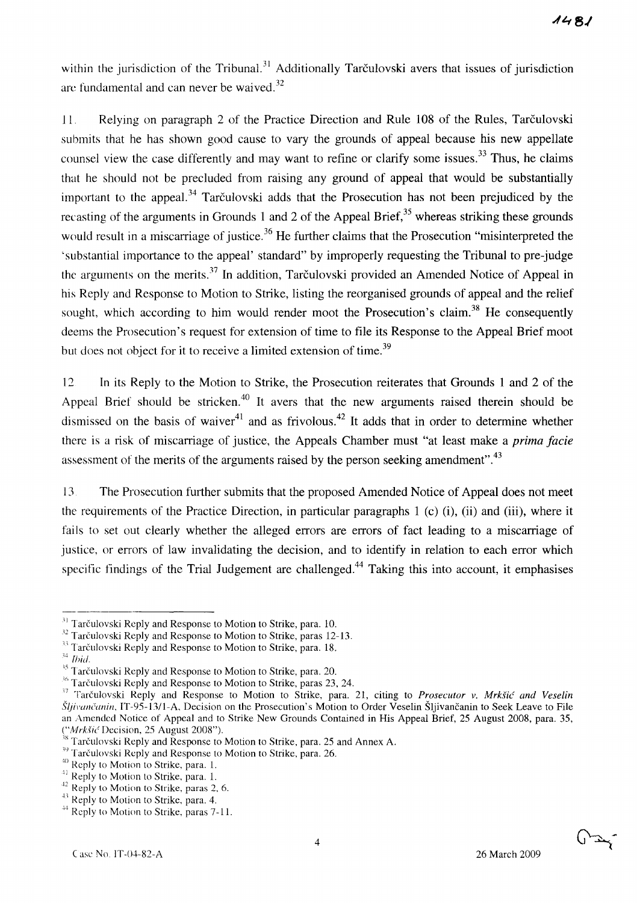within the jurisdiction of the Tribunal.[31] Additionally Tarčulovski avers that issues of jurisdiction are fundamental and can never be waived.[32]

11. Relying on paragraph 2 of the Practice Direction and Rule 108 of the Rules, Tarčulovski submits that he has shown good cause to vary the grounds of appeal because his new appellate counsel view the case differently and may want to refine or clarify some issues.[33] Thus, he claims that he should not be precluded from raising any ground of appeal that would be substantially important to the appeal.[34] Tarčulovski adds that the Prosecution has not been prejudiced by the recasting of the arguments in Grounds 1 and 2 of the Appeal Brief,[35] whereas striking these grounds would result in a miscarriage of justice.[36] He further claims that the Prosecution "misinterpreted the 'substantial importance to the appeal' standard" by improperly requesting the Tribunal to pre-judge the arguments on the merits.[37] In addition, Tarčulovski provided an Amended Notice of Appeal in his Reply and Response to Motion to Strike, listing the reorganised grounds of appeal and the relief sought, which according to him would render moot the Prosecution's claim.[38] He consequently deems the Prosecution's request for extension of time to file its Response to the Appeal Brief moot but does not object for it to receive a limited extension of time.[39]

12. In its Reply to the Motion to Strike, the Prosecution reiterates that Grounds 1 and 2 of the Appeal Brief should be stricken.[40] It avers that the new arguments raised therein should be dismissed on the basis of waiver[41] and as frivolous.[42] It adds that in order to determine whether there is a risk of miscarriage of justice, the Appeals Chamber must "at least make a *prima facie* assessment of the merits of the arguments raised by the person seeking amendment".[43]

13. The Prosecution further submits that the proposed Amended Notice of Appeal does not meet the requirements of the Practice Direction, in particular paragraphs 1 (c) (i), (ii) and (iii), where it fails to set out clearly whether the alleged errors are errors of fact leading to a miscarriage of justice, or errors of law invalidating the decision, and to identify in relation to each error which specific findings of the Trial Judgement are challenged.[44] Taking this into account, it emphasises

---

[31] Tarčulovski Reply and Response to Motion to Strike, para. 10.

[32] Tarčulovski Reply and Response to Motion to Strike, paras 12-13.

[33] Tarčulovski Reply and Response to Motion to Strike, para. 18.

[34] *Ibid.*

[35] Tarčulovski Reply and Response to Motion to Strike, para. 20.

[36] Tarčulovski Reply and Response to Motion to Strike, paras 23, 24.

[37] Tarčulovski Reply and Response to Motion to Strike, para. 21, citing to *Prosecutor v. Mrkšić and Veselin Šljivančanin*, IT-95-13/1-A, Decision on the Prosecution's Motion to Order Veselin Šljivančanin to Seek Leave to File an Amended Notice of Appeal and to Strike New Grounds Contained in His Appeal Brief, 25 August 2008, para. 35, ("*Mrkšić* Decision, 25 August 2008").

[38] Tarčulovski Reply and Response to Motion to Strike, para. 25 and Annex A.

[39] Tarčulovski Reply and Response to Motion to Strike, para. 26.

[40] Reply to Motion to Strike, para. 1.

[41] Reply to Motion to Strike, para. 1.

[42] Reply to Motion to Strike, paras 2, 6.

[43] Reply to Motion to Strike, para. 4.

[44] Reply to Motion to Strike, paras 7-11.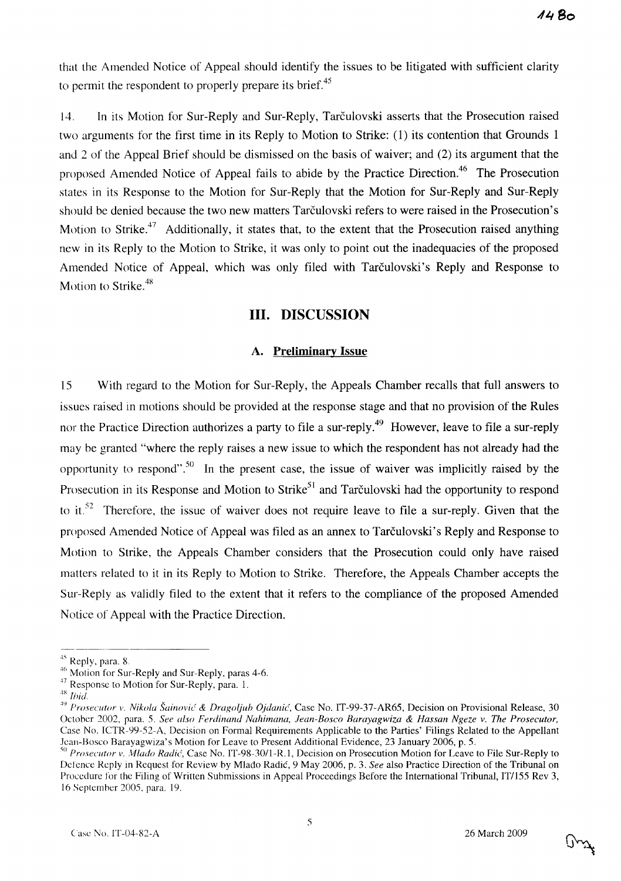that the Amended Notice of Appeal should identify the issues to be litigated with sufficient clarity to permit the respondent to properly prepare its brief.[45]

14. In its Motion for Sur-Reply and Sur-Reply, Tarčulovski asserts that the Prosecution raised two arguments for the first time in its Reply to Motion to Strike: (1) its contention that Grounds 1 and 2 of the Appeal Brief should be dismissed on the basis of waiver; and (2) its argument that the proposed Amended Notice of Appeal fails to abide by the Practice Direction.[46] The Prosecution states in its Response to the Motion for Sur-Reply that the Motion for Sur-Reply and Sur-Reply should be denied because the two new matters Tarčulovski refers to were raised in the Prosecution's Motion to Strike.[47] Additionally, it states that, to the extent that the Prosecution raised anything new in its Reply to the Motion to Strike, it was only to point out the inadequacies of the proposed Amended Notice of Appeal, which was only filed with Tarčulovski's Reply and Response to Motion to Strike.[48]

## III. DISCUSSION

### A. Preliminary Issue

15 With regard to the Motion for Sur-Reply, the Appeals Chamber recalls that full answers to issues raised in motions should be provided at the response stage and that no provision of the Rules nor the Practice Direction authorizes a party to file a sur-reply.[49] However, leave to file a sur-reply may be granted "where the reply raises a new issue to which the respondent has not already had the opportunity to respond".[50] In the present case, the issue of waiver was implicitly raised by the Prosecution in its Response and Motion to Strike[51] and Tarčulovski had the opportunity to respond to it.[52] Therefore, the issue of waiver does not require leave to file a sur-reply. Given that the proposed Amended Notice of Appeal was filed as an annex to Tarčulovski's Reply and Response to Motion to Strike, the Appeals Chamber considers that the Prosecution could only have raised matters related to it in its Reply to Motion to Strike. Therefore, the Appeals Chamber accepts the Sur-Reply as validly filed to the extent that it refers to the compliance of the proposed Amended Notice of Appeal with the Practice Direction.

---

[45] Reply, para. 8.

[46] Motion for Sur-Reply and Sur-Reply, paras 4-6.

[47] Response to Motion for Sur-Reply, para. 1.

[48] *Ibid.*

[49] *Prosecutor v. Nikola Šainović & Dragoljub Ojdanić*, Case No. IT-99-37-AR65, Decision on Provisional Release, 30 October 2002, para. 5. *See also Ferdinand Nahimana, Jean-Bosco Barayagwiza & Hassan Ngeze v. The Prosecutor*, Case No. ICTR-99-52-A, Decision on Formal Requirements Applicable to the Parties' Filings Related to the Appellant Jean-Bosco Barayagwiza's Motion for Leave to Present Additional Evidence, 23 January 2006, p. 5.

[50] *Prosecutor v. Mlado Radić*, Case No. IT-98-30/1-R.1, Decision on Prosecution Motion for Leave to File Sur-Reply to Defence Reply in Request for Review by Mlado Radić, 9 May 2006, p. 3. *See* also Practice Direction of the Tribunal on Procedure for the Filing of Written Submissions in Appeal Proceedings Before the International Tribunal, IT/155 Rev 3, 16 September 2005, para. 19.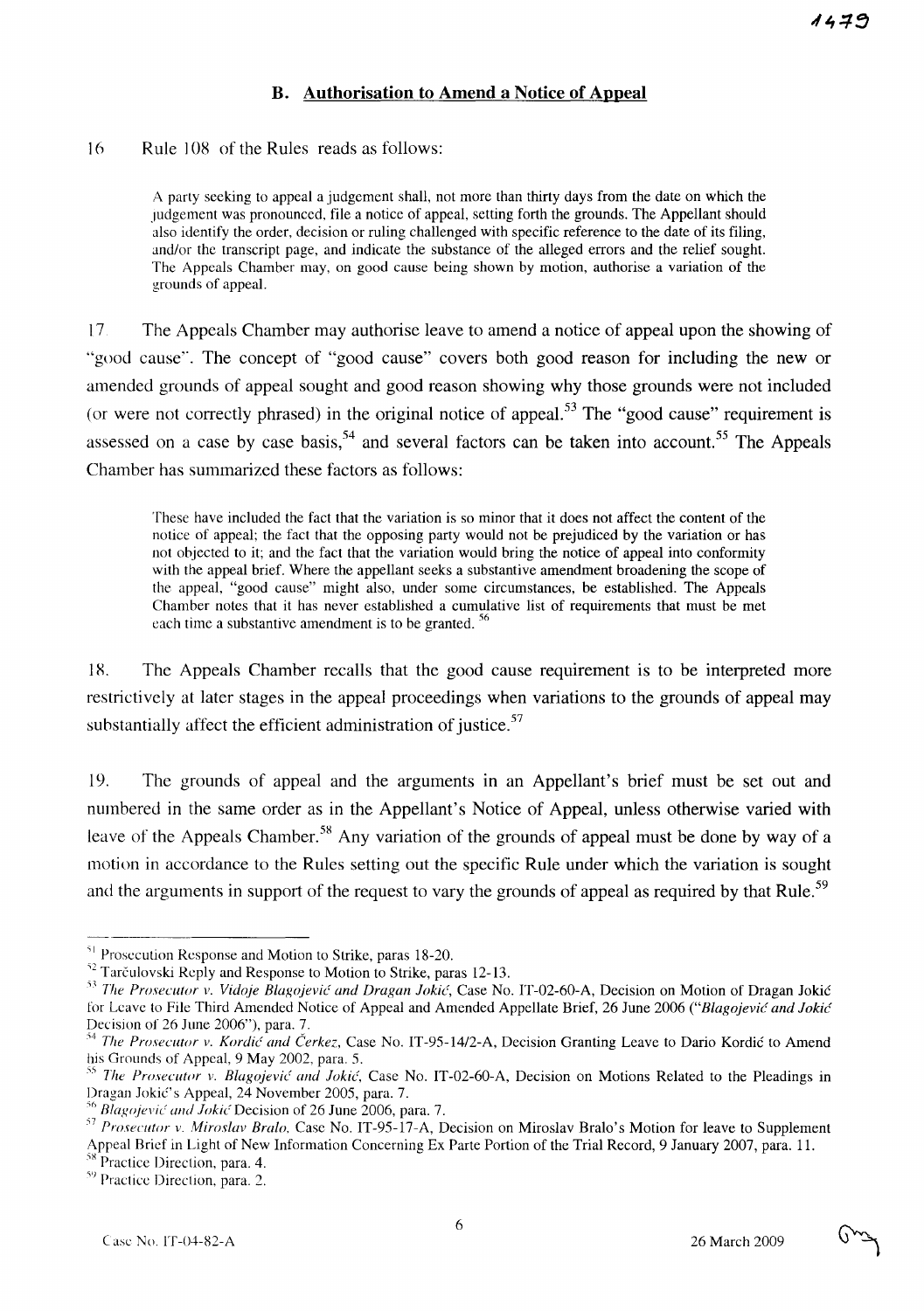### B. Authorisation to Amend a Notice of Appeal

16 Rule 108 of the Rules reads as follows:

> A party seeking to appeal a judgement shall, not more than thirty days from the date on which the judgement was pronounced, file a notice of appeal, setting forth the grounds. The Appellant should also identify the order, decision or ruling challenged with specific reference to the date of its filing, and/or the transcript page, and indicate the substance of the alleged errors and the relief sought. The Appeals Chamber may, on good cause being shown by motion, authorise a variation of the grounds of appeal.

17 The Appeals Chamber may authorise leave to amend a notice of appeal upon the showing of "good cause". The concept of "good cause" covers both good reason for including the new or amended grounds of appeal sought and good reason showing why those grounds were not included (or were not correctly phrased) in the original notice of appeal.[53] The "good cause" requirement is assessed on a case by case basis,[54] and several factors can be taken into account.[55] The Appeals Chamber has summarized these factors as follows:

> These have included the fact that the variation is so minor that it does not affect the content of the notice of appeal; the fact that the opposing party would not be prejudiced by the variation or has not objected to it; and the fact that the variation would bring the notice of appeal into conformity with the appeal brief. Where the appellant seeks a substantive amendment broadening the scope of the appeal, "good cause" might also, under some circumstances, be established. The Appeals Chamber notes that it has never established a cumulative list of requirements that must be met each time a substantive amendment is to be granted.[56]

18. The Appeals Chamber recalls that the good cause requirement is to be interpreted more restrictively at later stages in the appeal proceedings when variations to the grounds of appeal may substantially affect the efficient administration of justice.[57]

19. The grounds of appeal and the arguments in an Appellant's brief must be set out and numbered in the same order as in the Appellant's Notice of Appeal, unless otherwise varied with leave of the Appeals Chamber.[58] Any variation of the grounds of appeal must be done by way of a motion in accordance to the Rules setting out the specific Rule under which the variation is sought and the arguments in support of the request to vary the grounds of appeal as required by that Rule.[59]

---

[51] Prosecution Response and Motion to Strike, paras 18-20.

[52] Tarčulovski Reply and Response to Motion to Strike, paras 12-13.

[53] *The Prosecutor v. Vidoje Blagojević and Dragan Jokić*, Case No. IT-02-60-A, Decision on Motion of Dragan Jokić for Leave to File Third Amended Notice of Appeal and Amended Appellate Brief, 26 June 2006 ("*Blagojević and Jokić* Decision of 26 June 2006"), para. 7.

[54] *The Prosecutor v. Kordić and Čerkez*, Case No. IT-95-14/2-A, Decision Granting Leave to Dario Kordić to Amend his Grounds of Appeal, 9 May 2002, para. 5.

[55] *The Prosecutor v. Blagojević and Jokić*, Case No. IT-02-60-A, Decision on Motions Related to the Pleadings in Dragan Jokić's Appeal, 24 November 2005, para. 7.

[56] *Blagojević and Jokić* Decision of 26 June 2006, para. 7.

[57] *Prosecutor v. Miroslav Bralo*, Case No. IT-95-17-A, Decision on Miroslav Bralo's Motion for leave to Supplement Appeal Brief in Light of New Information Concerning Ex Parte Portion of the Trial Record, 9 January 2007, para. 11.

[58] Practice Direction, para. 4.

[59] Practice Direction, para. 2.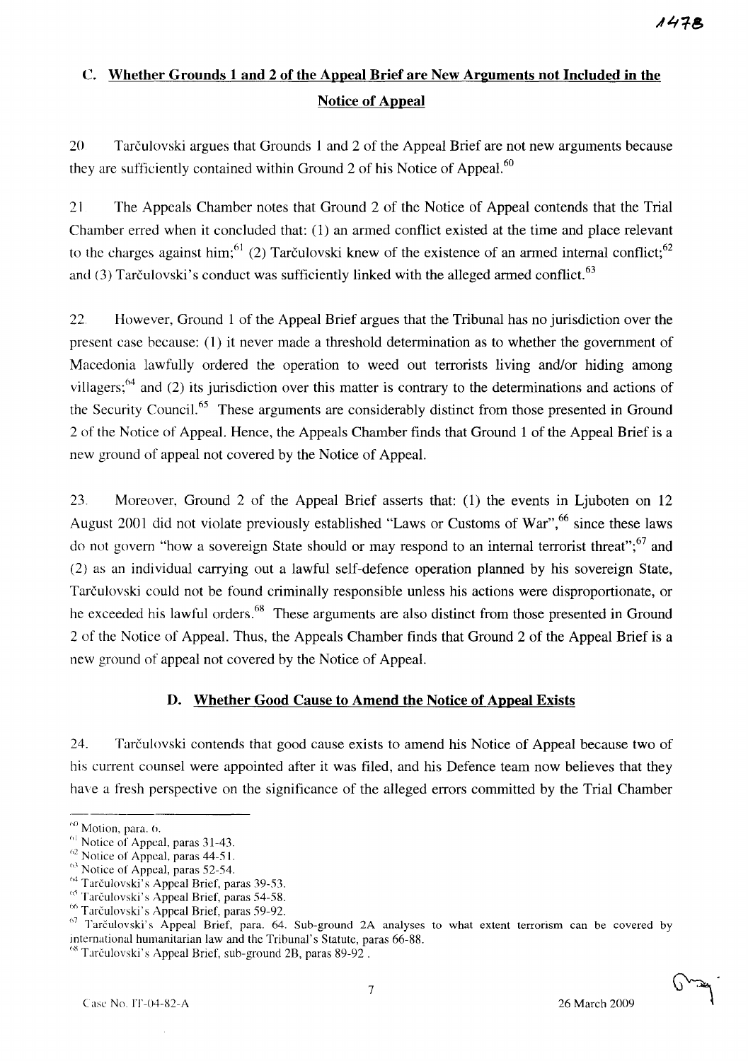## C. Whether Grounds 1 and 2 of the Appeal Brief are New Arguments not Included in the Notice of Appeal

20 Tarčulovski argues that Grounds 1 and 2 of the Appeal Brief are not new arguments because they are sufficiently contained within Ground 2 of his Notice of Appeal.[60]

21 The Appeals Chamber notes that Ground 2 of the Notice of Appeal contends that the Trial Chamber erred when it concluded that: (1) an armed conflict existed at the time and place relevant to the charges against him;[61] (2) Tarčulovski knew of the existence of an armed internal conflict;[62] and (3) Tarčulovski's conduct was sufficiently linked with the alleged armed conflict.[63]

22. However, Ground 1 of the Appeal Brief argues that the Tribunal has no jurisdiction over the present case because: (1) it never made a threshold determination as to whether the government of Macedonia lawfully ordered the operation to weed out terrorists living and/or hiding among villagers;[64] and (2) its jurisdiction over this matter is contrary to the determinations and actions of the Security Council.[65] These arguments are considerably distinct from those presented in Ground 2 of the Notice of Appeal. Hence, the Appeals Chamber finds that Ground 1 of the Appeal Brief is a new ground of appeal not covered by the Notice of Appeal.

23. Moreover, Ground 2 of the Appeal Brief asserts that: (1) the events in Ljuboten on 12 August 2001 did not violate previously established "Laws or Customs of War",[66] since these laws do not govern "how a sovereign State should or may respond to an internal terrorist threat";[67] and (2) as an individual carrying out a lawful self-defence operation planned by his sovereign State, Tarčulovski could not be found criminally responsible unless his actions were disproportionate, or he exceeded his lawful orders.[68] These arguments are also distinct from those presented in Ground 2 of the Notice of Appeal. Thus, the Appeals Chamber finds that Ground 2 of the Appeal Brief is a new ground of appeal not covered by the Notice of Appeal.

### D. Whether Good Cause to Amend the Notice of Appeal Exists

24. Tarčulovski contends that good cause exists to amend his Notice of Appeal because two of his current counsel were appointed after it was filed, and his Defence team now believes that they have a fresh perspective on the significance of the alleged errors committed by the Trial Chamber

---

[60] Motion, para. 6.

[61] Notice of Appeal, paras 31-43.

[62] Notice of Appeal, paras 44-51.

[63] Notice of Appeal, paras 52-54.

[64] Tarčulovski's Appeal Brief, paras 39-53.

[65] Tarčulovski's Appeal Brief, paras 54-58.

[66] Tarčulovski's Appeal Brief, paras 59-92.

[67] Tarčulovski's Appeal Brief, para. 64. Sub-ground 2A analyses to what extent terrorism can be covered by international humanitarian law and the Tribunal's Statute, paras 66-88.

[68] Tarčulovski's Appeal Brief, sub-ground 2B, paras 89-92 .

Case No. IT-04-82-A 26 March 2009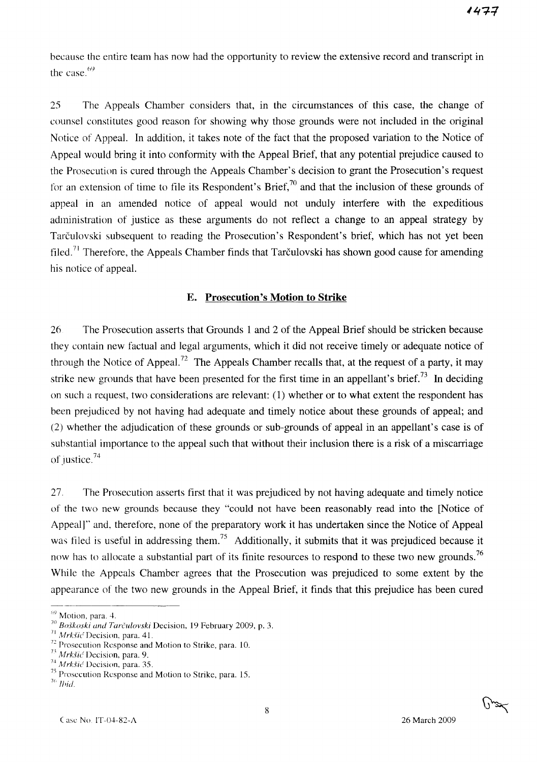because the entire team has now had the opportunity to review the extensive record and transcript in the case.[69]

25 The Appeals Chamber considers that, in the circumstances of this case, the change of counsel constitutes good reason for showing why those grounds were not included in the original Notice of Appeal. In addition, it takes note of the fact that the proposed variation to the Notice of Appeal would bring it into conformity with the Appeal Brief, that any potential prejudice caused to the Prosecution is cured through the Appeals Chamber's decision to grant the Prosecution's request for an extension of time to file its Respondent's Brief,[70] and that the inclusion of these grounds of appeal in an amended notice of appeal would not unduly interfere with the expeditious administration of justice as these arguments do not reflect a change to an appeal strategy by Tarčulovski subsequent to reading the Prosecution's Respondent's brief, which has not yet been filed.[71] Therefore, the Appeals Chamber finds that Tarčulovski has shown good cause for amending his notice of appeal.

### E. Prosecution's Motion to Strike

26 The Prosecution asserts that Grounds 1 and 2 of the Appeal Brief should be stricken because they contain new factual and legal arguments, which it did not receive timely or adequate notice of through the Notice of Appeal.[72] The Appeals Chamber recalls that, at the request of a party, it may strike new grounds that have been presented for the first time in an appellant's brief.[73] In deciding on such a request, two considerations are relevant: (1) whether or to what extent the respondent has been prejudiced by not having had adequate and timely notice about these grounds of appeal; and (2) whether the adjudication of these grounds or sub-grounds of appeal in an appellant's case is of substantial importance to the appeal such that without their inclusion there is a risk of a miscarriage of justice.[74]

27. The Prosecution asserts first that it was prejudiced by not having adequate and timely notice of the two new grounds because they "could not have been reasonably read into the [Notice of Appeal]" and, therefore, none of the preparatory work it has undertaken since the Notice of Appeal was filed is useful in addressing them.[75] Additionally, it submits that it was prejudiced because it now has to allocate a substantial part of its finite resources to respond to these two new grounds.[76] While the Appeals Chamber agrees that the Prosecution was prejudiced to some extent by the appearance of the two new grounds in the Appeal Brief, it finds that this prejudice has been cured

---

[69] Motion, para. 4.

[70] *Boškoski and Tarčulovski* Decision, 19 February 2009, p. 3.

[71] *Mrkšić* Decision, para. 41.

[72] Prosecution Response and Motion to Strike, para. 10.

[73] *Mrkšić* Decision, para. 9.

[74] *Mrkšić* Decision, para. 35.

[75] Prosecution Response and Motion to Strike, para. 15.

[76] *Ibid.*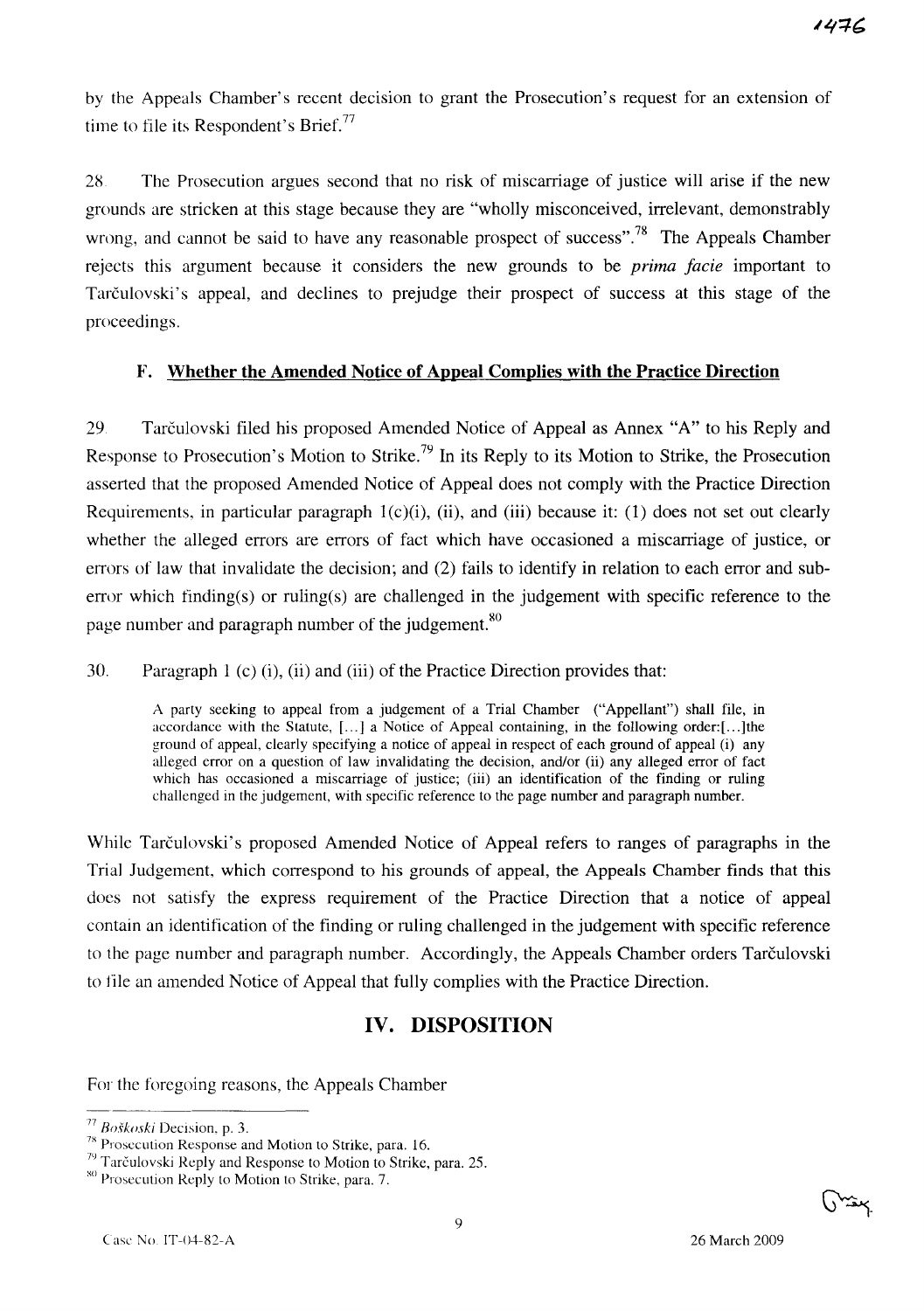by the Appeals Chamber's recent decision to grant the Prosecution's request for an extension of time to file its Respondent's Brief.[77]

28. The Prosecution argues second that no risk of miscarriage of justice will arise if the new grounds are stricken at this stage because they are "wholly misconceived, irrelevant, demonstrably wrong, and cannot be said to have any reasonable prospect of success".[78] The Appeals Chamber rejects this argument because it considers the new grounds to be *prima facie* important to Tarčulovski's appeal, and declines to prejudge their prospect of success at this stage of the proceedings.

### F. Whether the Amended Notice of Appeal Complies with the Practice Direction

29. Tarčulovski filed his proposed Amended Notice of Appeal as Annex "A" to his Reply and Response to Prosecution's Motion to Strike.[79] In its Reply to its Motion to Strike, the Prosecution asserted that the proposed Amended Notice of Appeal does not comply with the Practice Direction Requirements, in particular paragraph 1(c)(i), (ii), and (iii) because it: (1) does not set out clearly whether the alleged errors are errors of fact which have occasioned a miscarriage of justice, or errors of law that invalidate the decision; and (2) fails to identify in relation to each error and sub-error which finding(s) or ruling(s) are challenged in the judgement with specific reference to the page number and paragraph number of the judgement.[80]

30. Paragraph 1 (c) (i), (ii) and (iii) of the Practice Direction provides that:

> A party seeking to appeal from a judgement of a Trial Chamber ("Appellant") shall file, in accordance with the Statute, [...] a Notice of Appeal containing, in the following order:[...]the ground of appeal, clearly specifying a notice of appeal in respect of each ground of appeal (i) any alleged error on a question of law invalidating the decision, and/or (ii) any alleged error of fact which has occasioned a miscarriage of justice; (iii) an identification of the finding or ruling challenged in the judgement, with specific reference to the page number and paragraph number.

While Tarčulovski's proposed Amended Notice of Appeal refers to ranges of paragraphs in the Trial Judgement, which correspond to his grounds of appeal, the Appeals Chamber finds that this does not satisfy the express requirement of the Practice Direction that a notice of appeal contain an identification of the finding or ruling challenged in the judgement with specific reference to the page number and paragraph number. Accordingly, the Appeals Chamber orders Tarčulovski to file an amended Notice of Appeal that fully complies with the Practice Direction.

## IV. DISPOSITION

For the foregoing reasons, the Appeals Chamber

---

[77] *Boškoski* Decision, p. 3.

[78] Prosecution Response and Motion to Strike, para. 16.

[79] Tarčulovski Reply and Response to Motion to Strike, para. 25.

[80] Prosecution Reply to Motion to Strike, para. 7.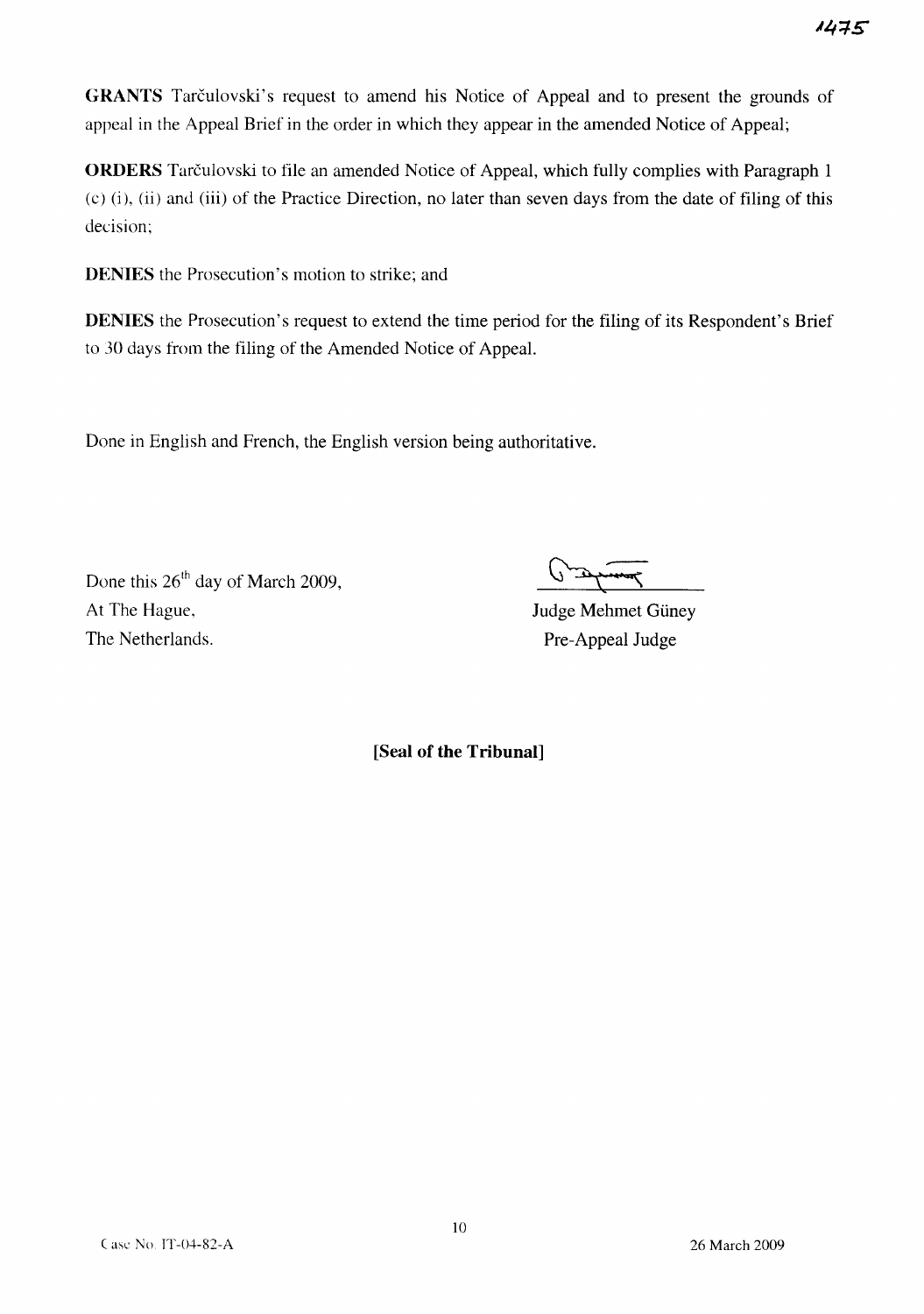**GRANTS** Tarčulovski's request to amend his Notice of Appeal and to present the grounds of appeal in the Appeal Brief in the order in which they appear in the amended Notice of Appeal;

**ORDERS** Tarčulovski to file an amended Notice of Appeal, which fully complies with Paragraph 1 (c) (i), (ii) and (iii) of the Practice Direction, no later than seven days from the date of filing of this decision;

**DENIES** the Prosecution's motion to strike; and

**DENIES** the Prosecution's request to extend the time period for the filing of its Respondent's Brief to 30 days from the filing of the Amended Notice of Appeal.

Done in English and French, the English version being authoritative.

Done this 26th day of March 2009,
At The Hague,
The Netherlands.

Judge Mehmet Güney
Pre-Appeal Judge

**[Seal of the Tribunal]**